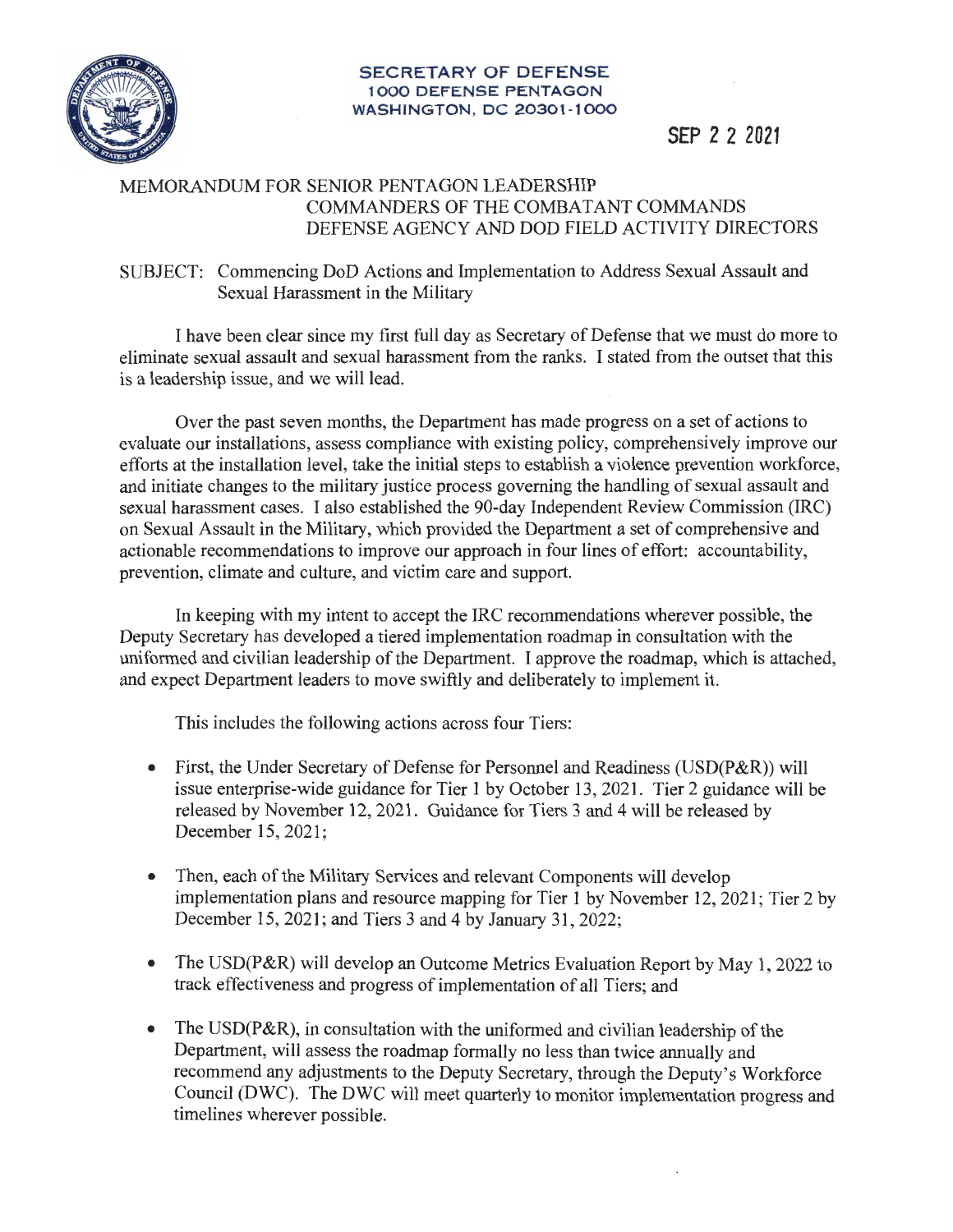**SECRETARY OF DEFENSE**
**1000 DEFENSE PENTAGON**
**WASHINGTON, DC 20301-1000**

SEP 22 2021

MEMORANDUM FOR SENIOR PENTAGON LEADERSHIP
COMMANDERS OF THE COMBATANT COMMANDS
DEFENSE AGENCY AND DOD FIELD ACTIVITY DIRECTORS

SUBJECT: Commencing DoD Actions and Implementation to Address Sexual Assault and Sexual Harassment in the Military

I have been clear since my first full day as Secretary of Defense that we must do more to eliminate sexual assault and sexual harassment from the ranks. I stated from the outset that this is a leadership issue, and we will lead.

Over the past seven months, the Department has made progress on a set of actions to evaluate our installations, assess compliance with existing policy, comprehensively improve our efforts at the installation level, take the initial steps to establish a violence prevention workforce, and initiate changes to the military justice process governing the handling of sexual assault and sexual harassment cases. I also established the 90-day Independent Review Commission (IRC) on Sexual Assault in the Military, which provided the Department a set of comprehensive and actionable recommendations to improve our approach in four lines of effort: accountability, prevention, climate and culture, and victim care and support.

In keeping with my intent to accept the IRC recommendations wherever possible, the Deputy Secretary has developed a tiered implementation roadmap in consultation with the uniformed and civilian leadership of the Department. I approve the roadmap, which is attached, and expect Department leaders to move swiftly and deliberately to implement it.

This includes the following actions across four Tiers:

- First, the Under Secretary of Defense for Personnel and Readiness (USD(P&R)) will issue enterprise-wide guidance for Tier 1 by October 13, 2021. Tier 2 guidance will be released by November 12, 2021. Guidance for Tiers 3 and 4 will be released by December 15, 2021;
- Then, each of the Military Services and relevant Components will develop implementation plans and resource mapping for Tier 1 by November 12, 2021; Tier 2 by December 15, 2021; and Tiers 3 and 4 by January 31, 2022;
- The USD(P&R) will develop an Outcome Metrics Evaluation Report by May 1, 2022 to track effectiveness and progress of implementation of all Tiers; and
- The USD(P&R), in consultation with the uniformed and civilian leadership of the Department, will assess the roadmap formally no less than twice annually and recommend any adjustments to the Deputy Secretary, through the Deputy's Workforce Council (DWC). The DWC will meet quarterly to monitor implementation progress and timelines wherever possible.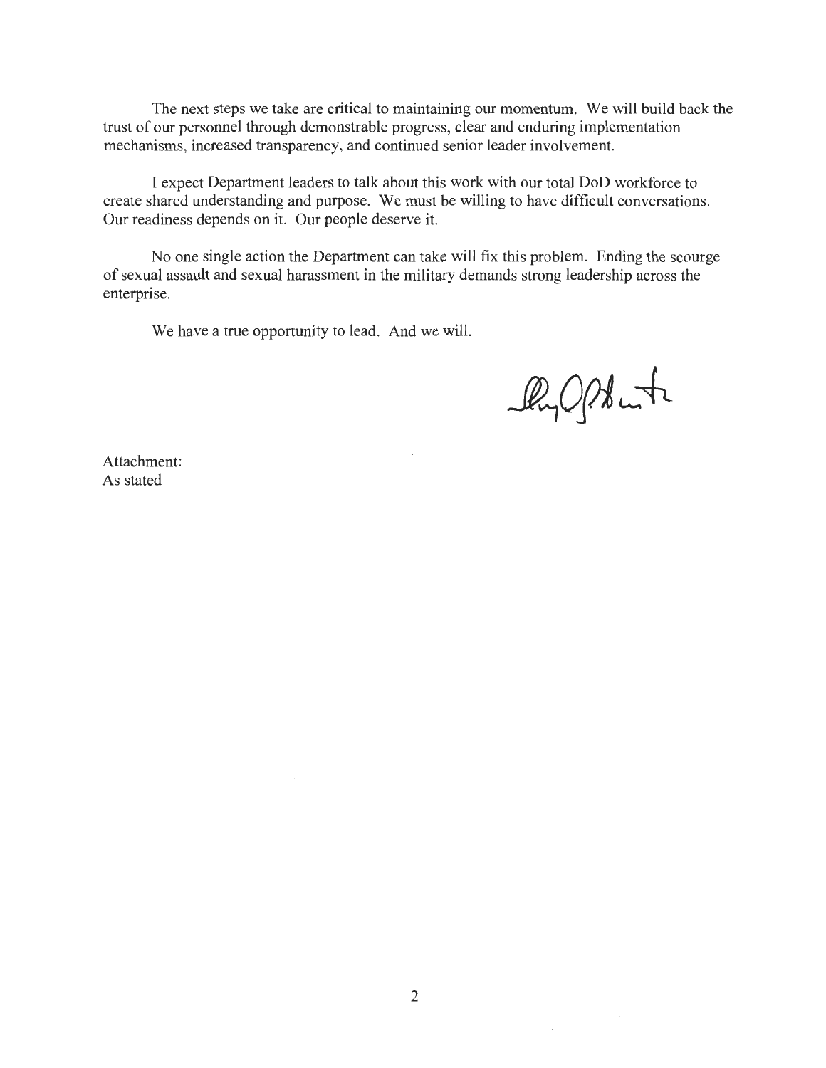The next steps we take are critical to maintaining our momentum. We will build back the trust of our personnel through demonstrable progress, clear and enduring implementation mechanisms, increased transparency, and continued senior leader involvement.

I expect Department leaders to talk about this work with our total DoD workforce to create shared understanding and purpose. We must be willing to have difficult conversations. Our readiness depends on it. Our people deserve it.

No one single action the Department can take will fix this problem. Ending the scourge of sexual assault and sexual harassment in the military demands strong leadership across the enterprise.

We have a true opportunity to lead. And we will.

Attachment:
As stated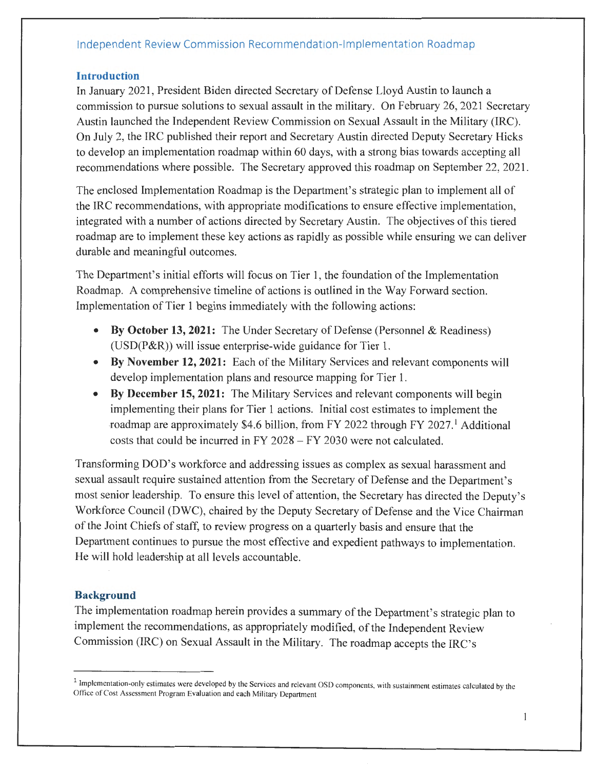## Independent Review Commission Recommendation-Implementation Roadmap

### Introduction

In January 2021, President Biden directed Secretary of Defense Lloyd Austin to launch a commission to pursue solutions to sexual assault in the military. On February 26, 2021 Secretary Austin launched the Independent Review Commission on Sexual Assault in the Military (IRC). On July 2, the IRC published their report and Secretary Austin directed Deputy Secretary Hicks to develop an implementation roadmap within 60 days, with a strong bias towards accepting all recommendations where possible. The Secretary approved this roadmap on September 22, 2021.

The enclosed Implementation Roadmap is the Department's strategic plan to implement all of the IRC recommendations, with appropriate modifications to ensure effective implementation, integrated with a number of actions directed by Secretary Austin. The objectives of this tiered roadmap are to implement these key actions as rapidly as possible while ensuring we can deliver durable and meaningful outcomes.

The Department's initial efforts will focus on Tier 1, the foundation of the Implementation Roadmap. A comprehensive timeline of actions is outlined in the Way Forward section. Implementation of Tier 1 begins immediately with the following actions:

- **By October 13, 2021:** The Under Secretary of Defense (Personnel & Readiness) (USD(P&R)) will issue enterprise-wide guidance for Tier 1.
- **By November 12, 2021:** Each of the Military Services and relevant components will develop implementation plans and resource mapping for Tier 1.
- **By December 15, 2021:** The Military Services and relevant components will begin implementing their plans for Tier 1 actions. Initial cost estimates to implement the roadmap are approximately $4.6 billion, from FY 2022 through FY 2027.[1] Additional costs that could be incurred in FY 2028 – FY 2030 were not calculated.

Transforming DOD's workforce and addressing issues as complex as sexual harassment and sexual assault require sustained attention from the Secretary of Defense and the Department's most senior leadership. To ensure this level of attention, the Secretary has directed the Deputy's Workforce Council (DWC), chaired by the Deputy Secretary of Defense and the Vice Chairman of the Joint Chiefs of staff, to review progress on a quarterly basis and ensure that the Department continues to pursue the most effective and expedient pathways to implementation. He will hold leadership at all levels accountable.

### Background

The implementation roadmap herein provides a summary of the Department's strategic plan to implement the recommendations, as appropriately modified, of the Independent Review Commission (IRC) on Sexual Assault in the Military. The roadmap accepts the IRC's

---

[1] Implementation-only estimates were developed by the Services and relevant OSD components, with sustainment estimates calculated by the Office of Cost Assessment Program Evaluation and each Military Department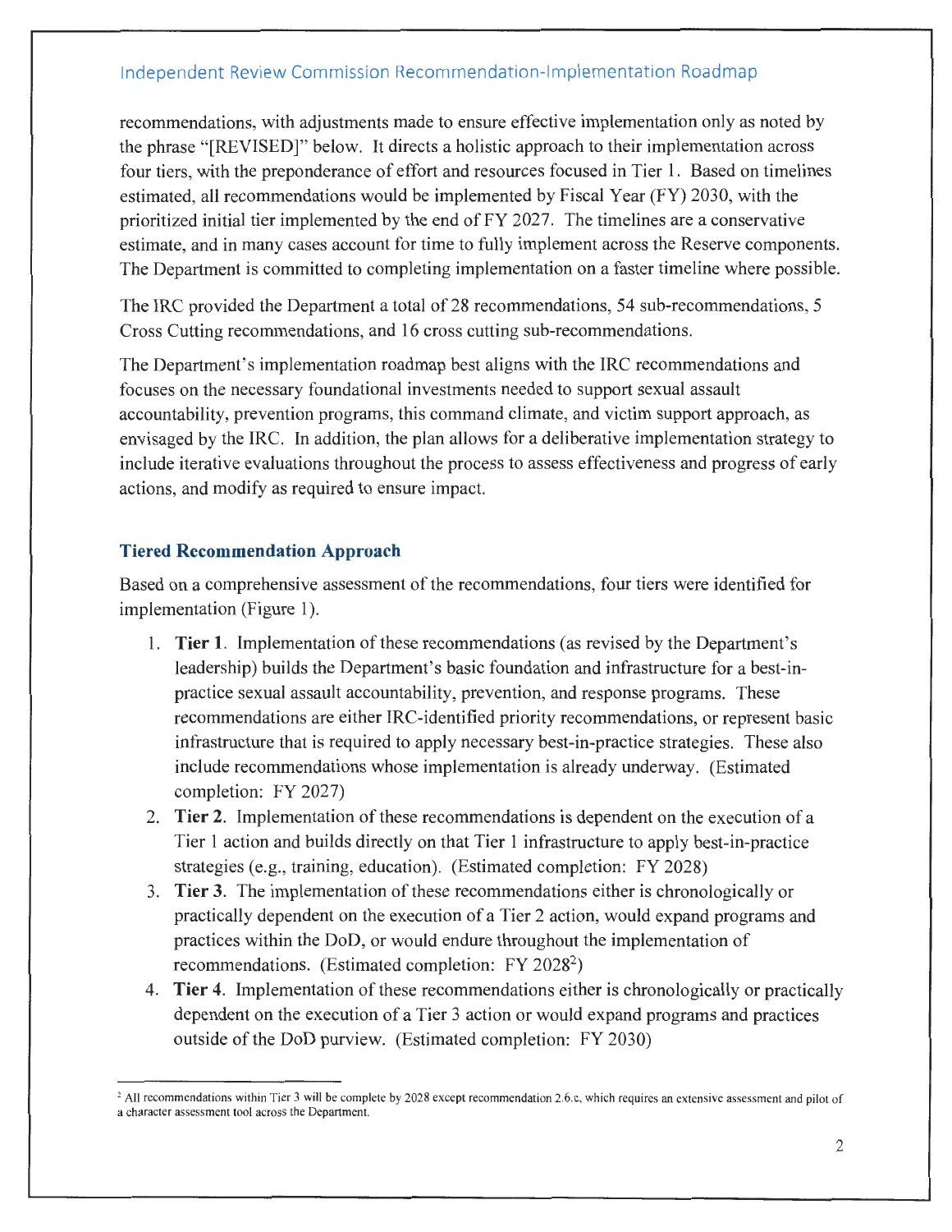recommendations, with adjustments made to ensure effective implementation only as noted by the phrase "[REVISED]" below. It directs a holistic approach to their implementation across four tiers, with the preponderance of effort and resources focused in Tier 1. Based on timelines estimated, all recommendations would be implemented by Fiscal Year (FY) 2030, with the prioritized initial tier implemented by the end of FY 2027. The timelines are a conservative estimate, and in many cases account for time to fully implement across the Reserve components. The Department is committed to completing implementation on a faster timeline where possible.

The IRC provided the Department a total of 28 recommendations, 54 sub-recommendations, 5 Cross Cutting recommendations, and 16 cross cutting sub-recommendations.

The Department's implementation roadmap best aligns with the IRC recommendations and focuses on the necessary foundational investments needed to support sexual assault accountability, prevention programs, this command climate, and victim support approach, as envisaged by the IRC. In addition, the plan allows for a deliberative implementation strategy to include iterative evaluations throughout the process to assess effectiveness and progress of early actions, and modify as required to ensure impact.

### Tiered Recommendation Approach

Based on a comprehensive assessment of the recommendations, four tiers were identified for implementation (Figure 1).

1. **Tier 1**. Implementation of these recommendations (as revised by the Department's leadership) builds the Department's basic foundation and infrastructure for a best-in-practice sexual assault accountability, prevention, and response programs. These recommendations are either IRC-identified priority recommendations, or represent basic infrastructure that is required to apply necessary best-in-practice strategies. These also include recommendations whose implementation is already underway. (Estimated completion: FY 2027)
2. **Tier 2**. Implementation of these recommendations is dependent on the execution of a Tier 1 action and builds directly on that Tier 1 infrastructure to apply best-in-practice strategies (e.g., training, education). (Estimated completion: FY 2028)
3. **Tier 3**. The implementation of these recommendations either is chronologically or practically dependent on the execution of a Tier 2 action, would expand programs and practices within the DoD, or would endure throughout the implementation of recommendations. (Estimated completion: FY 2028[2])
4. **Tier 4**. Implementation of these recommendations either is chronologically or practically dependent on the execution of a Tier 3 action or would expand programs and practices outside of the DoD purview. (Estimated completion: FY 2030)

[2] All recommendations within Tier 3 will be complete by 2028 except recommendation 2.6.c, which requires an extensive assessment and pilot of a character assessment tool across the Department.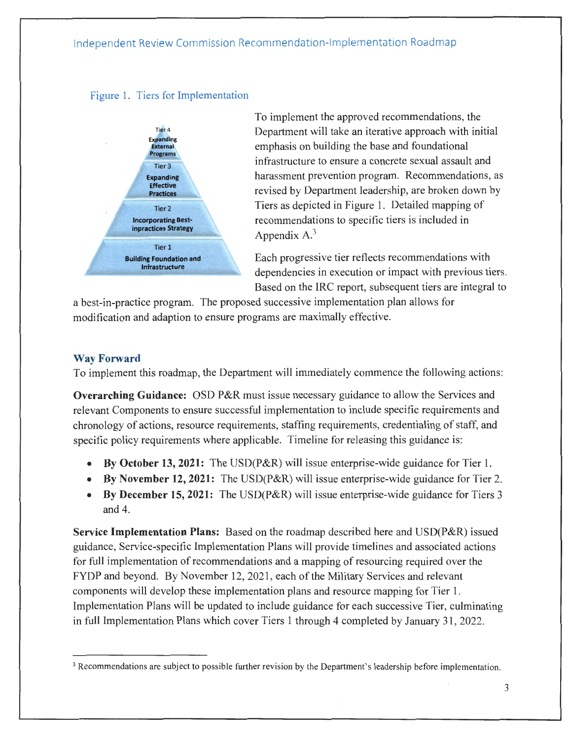Figure 1. Tiers for Implementation

Tier 4
Expanding External Programs

Tier 3
Expanding Effective Practices

Tier 2
Incorporating Best-inpractices Strategy

Tier 1
Building Foundation and Infrastructure

To implement the approved recommendations, the Department will take an iterative approach with initial emphasis on building the base and foundational infrastructure to ensure a concrete sexual assault and harassment prevention program. Recommendations, as revised by Department leadership, are broken down by Tiers as depicted in Figure 1. Detailed mapping of recommendations to specific tiers is included in Appendix A.[3]

Each progressive tier reflects recommendations with dependencies in execution or impact with previous tiers. Based on the IRC report, subsequent tiers are integral to a best-in-practice program. The proposed successive implementation plan allows for modification and adaption to ensure programs are maximally effective.

### Way Forward

To implement this roadmap, the Department will immediately commence the following actions:

**Overarching Guidance:** OSD P&R must issue necessary guidance to allow the Services and relevant Components to ensure successful implementation to include specific requirements and chronology of actions, resource requirements, staffing requirements, credentialing of staff, and specific policy requirements where applicable. Timeline for releasing this guidance is:

- **By October 13, 2021:** The USD(P&R) will issue enterprise-wide guidance for Tier 1.
- **By November 12, 2021:** The USD(P&R) will issue enterprise-wide guidance for Tier 2.
- **By December 15, 2021:** The USD(P&R) will issue enterprise-wide guidance for Tiers 3 and 4.

**Service Implementation Plans:** Based on the roadmap described here and USD(P&R) issued guidance, Service-specific Implementation Plans will provide timelines and associated actions for full implementation of recommendations and a mapping of resourcing required over the FYDP and beyond. By November 12, 2021, each of the Military Services and relevant components will develop these implementation plans and resource mapping for Tier 1. Implementation Plans will be updated to include guidance for each successive Tier, culminating in full Implementation Plans which cover Tiers 1 through 4 completed by January 31, 2022.

[3] Recommendations are subject to possible further revision by the Department's leadership before implementation.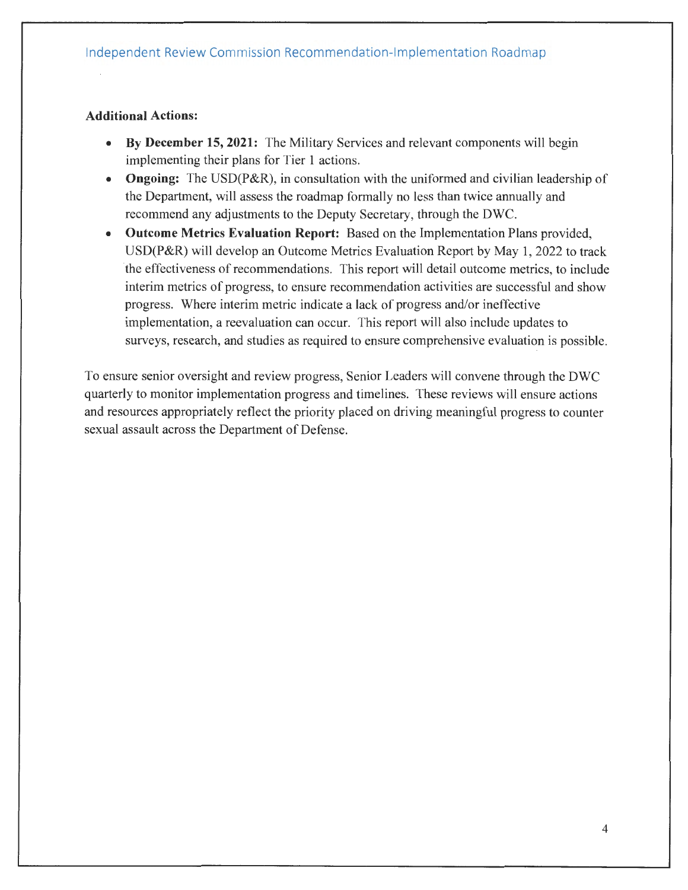**Additional Actions:**

- **By December 15, 2021:** The Military Services and relevant components will begin implementing their plans for Tier 1 actions.
- **Ongoing:** The USD(P&R), in consultation with the uniformed and civilian leadership of the Department, will assess the roadmap formally no less than twice annually and recommend any adjustments to the Deputy Secretary, through the DWC.
- **Outcome Metrics Evaluation Report:** Based on the Implementation Plans provided, USD(P&R) will develop an Outcome Metrics Evaluation Report by May 1, 2022 to track the effectiveness of recommendations. This report will detail outcome metrics, to include interim metrics of progress, to ensure recommendation activities are successful and show progress. Where interim metric indicate a lack of progress and/or ineffective implementation, a reevaluation can occur. This report will also include updates to surveys, research, and studies as required to ensure comprehensive evaluation is possible.

To ensure senior oversight and review progress, Senior Leaders will convene through the DWC quarterly to monitor implementation progress and timelines. These reviews will ensure actions and resources appropriately reflect the priority placed on driving meaningful progress to counter sexual assault across the Department of Defense.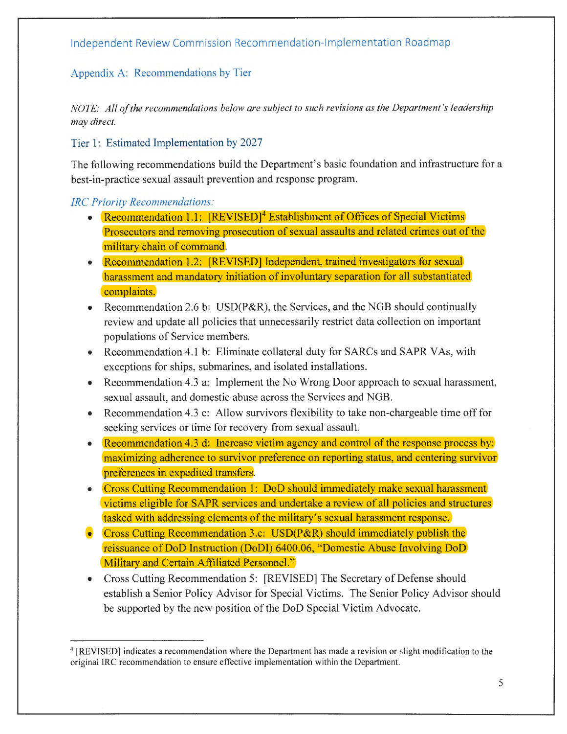Independent Review Commission Recommendation-Implementation Roadmap

## Appendix A: Recommendations by Tier

*NOTE: All of the recommendations below are subject to such revisions as the Department's leadership may direct.*

### Tier 1: Estimated Implementation by 2027

The following recommendations build the Department's basic foundation and infrastructure for a best-in-practice sexual assault prevention and response program.

*IRC Priority Recommendations:*

- Recommendation 1.1: [REVISED][4] Establishment of Offices of Special Victims Prosecutors and removing prosecution of sexual assaults and related crimes out of the military chain of command.
- Recommendation 1.2: [REVISED] Independent, trained investigators for sexual harassment and mandatory initiation of involuntary separation for all substantiated complaints.
- Recommendation 2.6 b: USD(P&R), the Services, and the NGB should continually review and update all policies that unnecessarily restrict data collection on important populations of Service members.
- Recommendation 4.1 b: Eliminate collateral duty for SARCs and SAPR VAs, with exceptions for ships, submarines, and isolated installations.
- Recommendation 4.3 a: Implement the No Wrong Door approach to sexual harassment, sexual assault, and domestic abuse across the Services and NGB.
- Recommendation 4.3 c: Allow survivors flexibility to take non-chargeable time off for seeking services or time for recovery from sexual assault.
- Recommendation 4.3 d: Increase victim agency and control of the response process by: maximizing adherence to survivor preference on reporting status, and centering survivor preferences in expedited transfers.
- Cross Cutting Recommendation 1: DoD should immediately make sexual harassment victims eligible for SAPR services and undertake a review of all policies and structures tasked with addressing elements of the military's sexual harassment response.
- Cross Cutting Recommendation 3.c: USD(P&R) should immediately publish the reissuance of DoD Instruction (DoDI) 6400.06, "Domestic Abuse Involving DoD Military and Certain Affiliated Personnel."
- Cross Cutting Recommendation 5: [REVISED] The Secretary of Defense should establish a Senior Policy Advisor for Special Victims. The Senior Policy Advisor should be supported by the new position of the DoD Special Victim Advocate.

---

[4] [REVISED] indicates a recommendation where the Department has made a revision or slight modification to the original IRC recommendation to ensure effective implementation within the Department.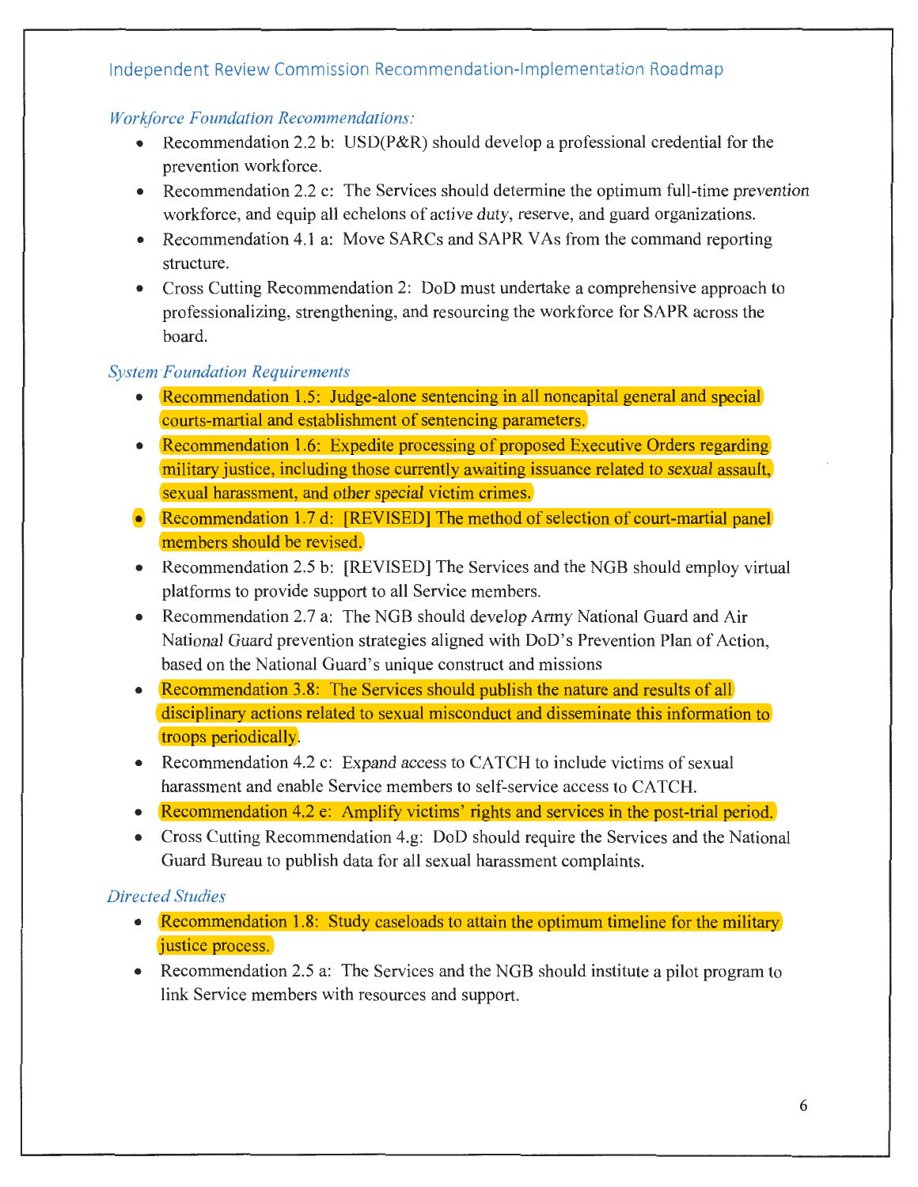*Workforce Foundation Recommendations:*

- Recommendation 2.2 b: USD(P&R) should develop a professional credential for the prevention workforce.
- Recommendation 2.2 c: The Services should determine the optimum full-time prevention workforce, and equip all echelons of active duty, reserve, and guard organizations.
- Recommendation 4.1 a: Move SARCs and SAPR VAs from the command reporting structure.
- Cross Cutting Recommendation 2: DoD must undertake a comprehensive approach to professionalizing, strengthening, and resourcing the workforce for SAPR across the board.

*System Foundation Requirements*

- Recommendation 1.5: Judge-alone sentencing in all noncapital general and special courts-martial and establishment of sentencing parameters.
- Recommendation 1.6: Expedite processing of proposed Executive Orders regarding military justice, including those currently awaiting issuance related to sexual assault, sexual harassment, and other special victim crimes.
- Recommendation 1.7 d: [REVISED] The method of selection of court-martial panel members should be revised.
- Recommendation 2.5 b: [REVISED] The Services and the NGB should employ virtual platforms to provide support to all Service members.
- Recommendation 2.7 a: The NGB should develop Army National Guard and Air National Guard prevention strategies aligned with DoD's Prevention Plan of Action, based on the National Guard's unique construct and missions
- Recommendation 3.8: The Services should publish the nature and results of all disciplinary actions related to sexual misconduct and disseminate this information to troops periodically.
- Recommendation 4.2 c: Expand access to CATCH to include victims of sexual harassment and enable Service members to self-service access to CATCH.
- Recommendation 4.2 e: Amplify victims' rights and services in the post-trial period.
- Cross Cutting Recommendation 4.g: DoD should require the Services and the National Guard Bureau to publish data for all sexual harassment complaints.

*Directed Studies*

- Recommendation 1.8: Study caseloads to attain the optimum timeline for the military justice process.
- Recommendation 2.5 a: The Services and the NGB should institute a pilot program to link Service members with resources and support.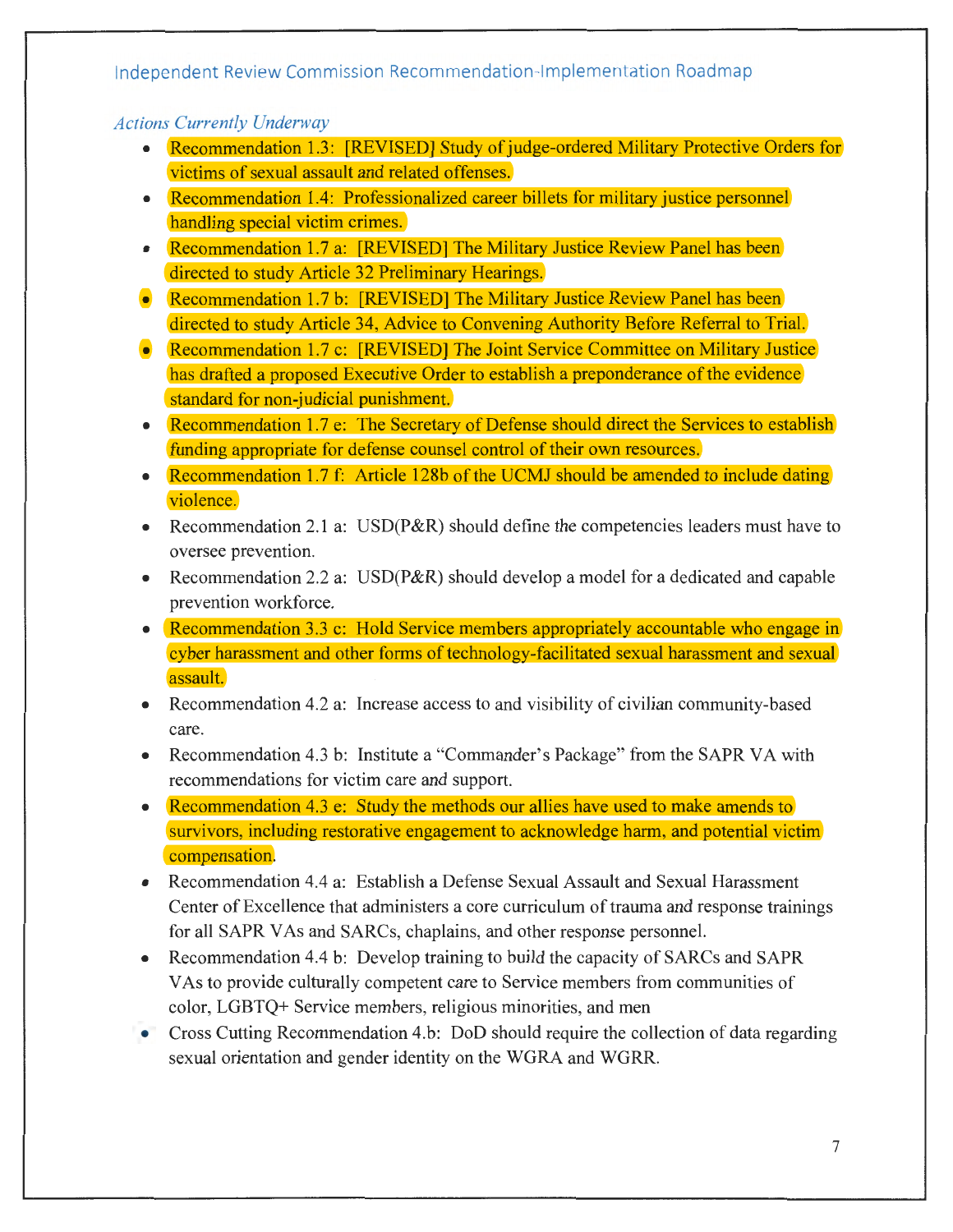*Actions Currently Underway*

- Recommendation 1.3: [REVISED] Study of judge-ordered Military Protective Orders for victims of sexual assault and related offenses.
- Recommendation 1.4: Professionalized career billets for military justice personnel handling special victim crimes.
- Recommendation 1.7 a: [REVISED] The Military Justice Review Panel has been directed to study Article 32 Preliminary Hearings.
- Recommendation 1.7 b: [REVISED] The Military Justice Review Panel has been directed to study Article 34, Advice to Convening Authority Before Referral to Trial.
- Recommendation 1.7 c: [REVISED] The Joint Service Committee on Military Justice has drafted a proposed Executive Order to establish a preponderance of the evidence standard for non-judicial punishment.
- Recommendation 1.7 e: The Secretary of Defense should direct the Services to establish funding appropriate for defense counsel control of their own resources.
- Recommendation 1.7 f: Article 128b of the UCMJ should be amended to include dating violence.
- Recommendation 2.1 a: USD(P&R) should define the competencies leaders must have to oversee prevention.
- Recommendation 2.2 a: USD(P&R) should develop a model for a dedicated and capable prevention workforce.
- Recommendation 3.3 c: Hold Service members appropriately accountable who engage in cyber harassment and other forms of technology-facilitated sexual harassment and sexual assault.
- Recommendation 4.2 a: Increase access to and visibility of civilian community-based care.
- Recommendation 4.3 b: Institute a "Commander's Package" from the SAPR VA with recommendations for victim care and support.
- Recommendation 4.3 e: Study the methods our allies have used to make amends to survivors, including restorative engagement to acknowledge harm, and potential victim compensation.
- Recommendation 4.4 a: Establish a Defense Sexual Assault and Sexual Harassment Center of Excellence that administers a core curriculum of trauma and response trainings for all SAPR VAs and SARCs, chaplains, and other response personnel.
- Recommendation 4.4 b: Develop training to build the capacity of SARCs and SAPR VAs to provide culturally competent care to Service members from communities of color, LGBTQ+ Service members, religious minorities, and men
- Cross Cutting Recommendation 4.b: DoD should require the collection of data regarding sexual orientation and gender identity on the WGRA and WGRR.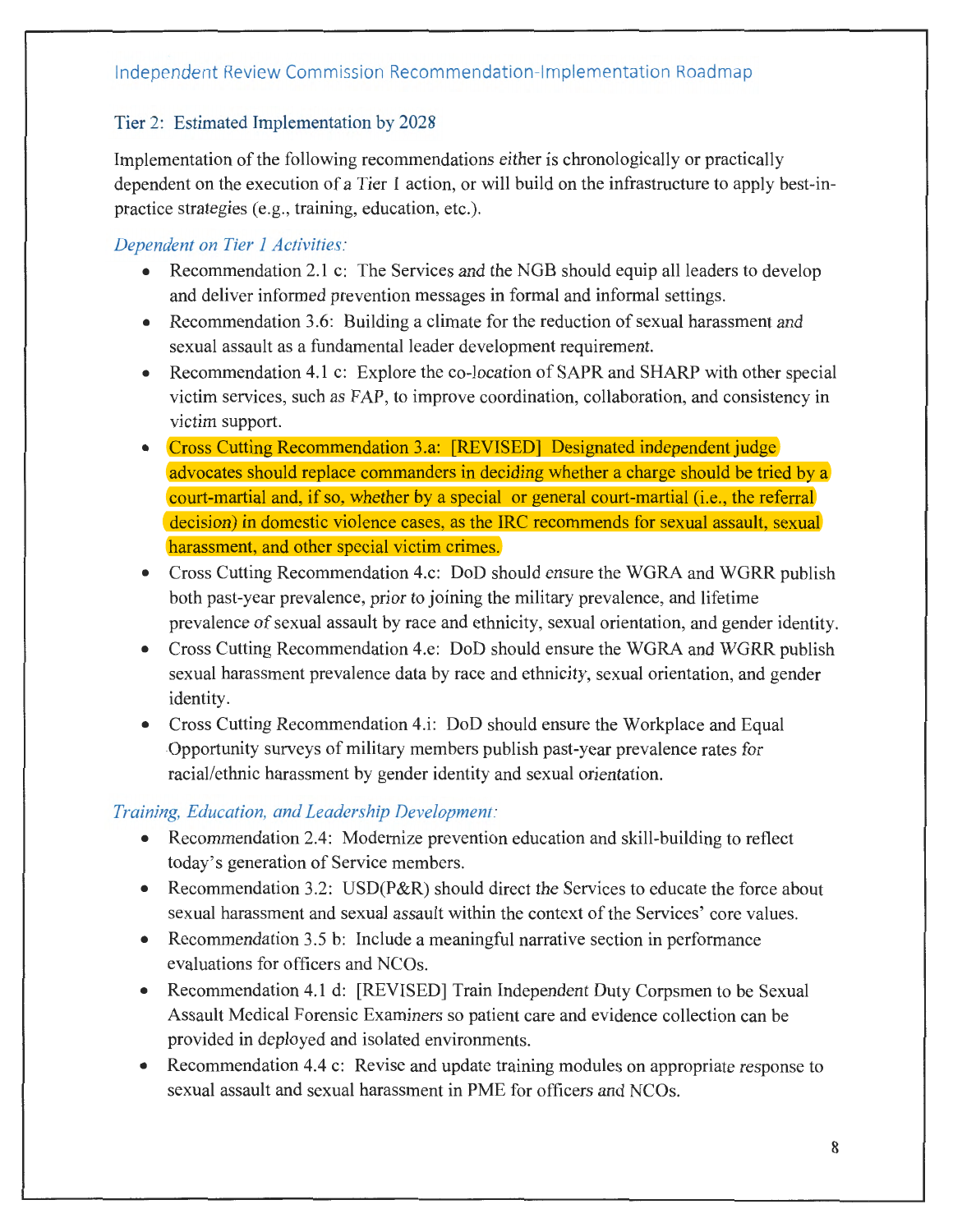## Tier 2: Estimated Implementation by 2028

Implementation of the following recommendations either is chronologically or practically dependent on the execution of a Tier 1 action, or will build on the infrastructure to apply best-in-practice strategies (e.g., training, education, etc.).

*Dependent on Tier 1 Activities:*

- Recommendation 2.1 c: The Services and the NGB should equip all leaders to develop and deliver informed prevention messages in formal and informal settings.
- Recommendation 3.6: Building a climate for the reduction of sexual harassment and sexual assault as a fundamental leader development requirement.
- Recommendation 4.1 c: Explore the co-location of SAPR and SHARP with other special victim services, such as FAP, to improve coordination, collaboration, and consistency in victim support.
- Cross Cutting Recommendation 3.a: [REVISED] Designated independent judge advocates should replace commanders in deciding whether a charge should be tried by a court-martial and, if so, whether by a special or general court-martial (i.e., the referral decision) in domestic violence cases, as the IRC recommends for sexual assault, sexual harassment, and other special victim crimes.
- Cross Cutting Recommendation 4.c: DoD should ensure the WGRA and WGRR publish both past-year prevalence, prior to joining the military prevalence, and lifetime prevalence of sexual assault by race and ethnicity, sexual orientation, and gender identity.
- Cross Cutting Recommendation 4.e: DoD should ensure the WGRA and WGRR publish sexual harassment prevalence data by race and ethnicity, sexual orientation, and gender identity.
- Cross Cutting Recommendation 4.i: DoD should ensure the Workplace and Equal Opportunity surveys of military members publish past-year prevalence rates for racial/ethnic harassment by gender identity and sexual orientation.

*Training, Education, and Leadership Development:*

- Recommendation 2.4: Modernize prevention education and skill-building to reflect today's generation of Service members.
- Recommendation 3.2: USD(P&R) should direct the Services to educate the force about sexual harassment and sexual assault within the context of the Services' core values.
- Recommendation 3.5 b: Include a meaningful narrative section in performance evaluations for officers and NCOs.
- Recommendation 4.1 d: [REVISED] Train Independent Duty Corpsmen to be Sexual Assault Medical Forensic Examiners so patient care and evidence collection can be provided in deployed and isolated environments.
- Recommendation 4.4 c: Revise and update training modules on appropriate response to sexual assault and sexual harassment in PME for officers and NCOs.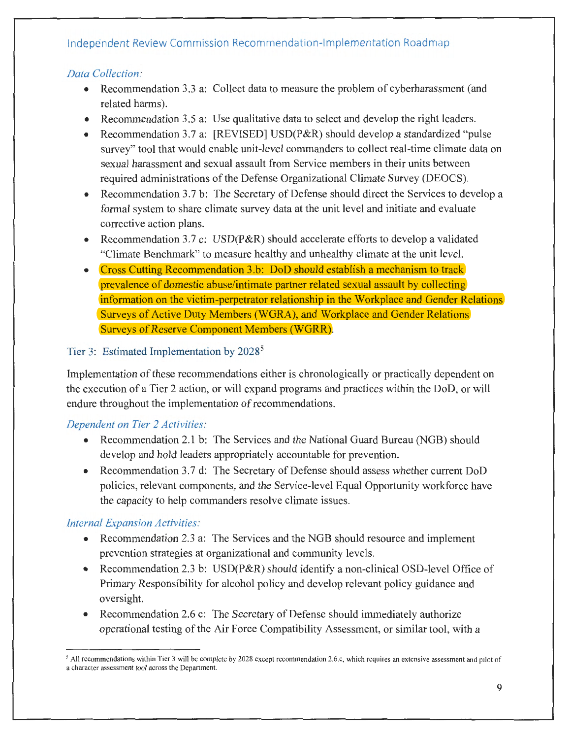*Data Collection:*

- Recommendation 3.3 a: Collect data to measure the problem of cyberharassment (and related harms).
- Recommendation 3.5 a: Use qualitative data to select and develop the right leaders.
- Recommendation 3.7 a: [REVISED] USD(P&R) should develop a standardized "pulse survey" tool that would enable unit-level commanders to collect real-time climate data on sexual harassment and sexual assault from Service members in their units between required administrations of the Defense Organizational Climate Survey (DEOCS).
- Recommendation 3.7 b: The Secretary of Defense should direct the Services to develop a formal system to share climate survey data at the unit level and initiate and evaluate corrective action plans.
- Recommendation 3.7 c: USD(P&R) should accelerate efforts to develop a validated "Climate Benchmark" to measure healthy and unhealthy climate at the unit level.
- Cross Cutting Recommendation 3.b: DoD should establish a mechanism to track prevalence of domestic abuse/intimate partner related sexual assault by collecting information on the victim-perpetrator relationship in the Workplace and Gender Relations Surveys of Active Duty Members (WGRA), and Workplace and Gender Relations Surveys of Reserve Component Members (WGRR).

## Tier 3: Estimated Implementation by 2028[5]

Implementation of these recommendations either is chronologically or practically dependent on the execution of a Tier 2 action, or will expand programs and practices within the DoD, or will endure throughout the implementation of recommendations.

*Dependent on Tier 2 Activities:*

- Recommendation 2.1 b: The Services and the National Guard Bureau (NGB) should develop and hold leaders appropriately accountable for prevention.
- Recommendation 3.7 d: The Secretary of Defense should assess whether current DoD policies, relevant components, and the Service-level Equal Opportunity workforce have the capacity to help commanders resolve climate issues.

*Internal Expansion Activities:*

- Recommendation 2.3 a: The Services and the NGB should resource and implement prevention strategies at organizational and community levels.
- Recommendation 2.3 b: USD(P&R) should identify a non-clinical OSD-level Office of Primary Responsibility for alcohol policy and develop relevant policy guidance and oversight.
- Recommendation 2.6 c: The Secretary of Defense should immediately authorize operational testing of the Air Force Compatibility Assessment, or similar tool, with a

[5] All recommendations within Tier 3 will be complete by 2028 except recommendation 2.6.c, which requires an extensive assessment and pilot of a character assessment tool across the Department.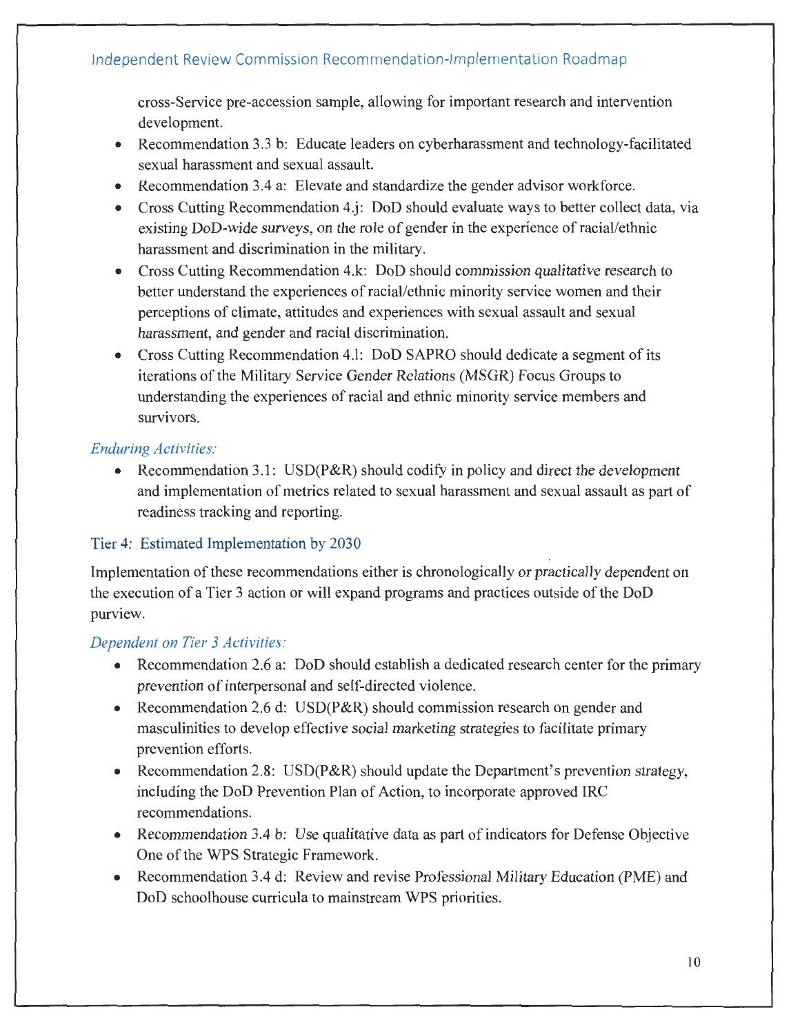cross-Service pre-accession sample, allowing for important research and intervention development.

- Recommendation 3.3 b: Educate leaders on cyberharassment and technology-facilitated sexual harassment and sexual assault.
- Recommendation 3.4 a: Elevate and standardize the gender advisor workforce.
- Cross Cutting Recommendation 4.j: DoD should evaluate ways to better collect data, via existing DoD-wide surveys, on the role of gender in the experience of racial/ethnic harassment and discrimination in the military.
- Cross Cutting Recommendation 4.k: DoD should commission qualitative research to better understand the experiences of racial/ethnic minority service women and their perceptions of climate, attitudes and experiences with sexual assault and sexual harassment, and gender and racial discrimination.
- Cross Cutting Recommendation 4.l: DoD SAPRO should dedicate a segment of its iterations of the Military Service Gender Relations (MSGR) Focus Groups to understanding the experiences of racial and ethnic minority service members and survivors.

*Enduring Activities:*

- Recommendation 3.1: USD(P&R) should codify in policy and direct the development and implementation of metrics related to sexual harassment and sexual assault as part of readiness tracking and reporting.

## Tier 4: Estimated Implementation by 2030

Implementation of these recommendations either is chronologically or practically dependent on the execution of a Tier 3 action or will expand programs and practices outside of the DoD purview.

*Dependent on Tier 3 Activities:*

- Recommendation 2.6 a: DoD should establish a dedicated research center for the primary prevention of interpersonal and self-directed violence.
- Recommendation 2.6 d: USD(P&R) should commission research on gender and masculinities to develop effective social marketing strategies to facilitate primary prevention efforts.
- Recommendation 2.8: USD(P&R) should update the Department's prevention strategy, including the DoD Prevention Plan of Action, to incorporate approved IRC recommendations.
- Recommendation 3.4 b: Use qualitative data as part of indicators for Defense Objective One of the WPS Strategic Framework.
- Recommendation 3.4 d: Review and revise Professional Military Education (PME) and DoD schoolhouse curricula to mainstream WPS priorities.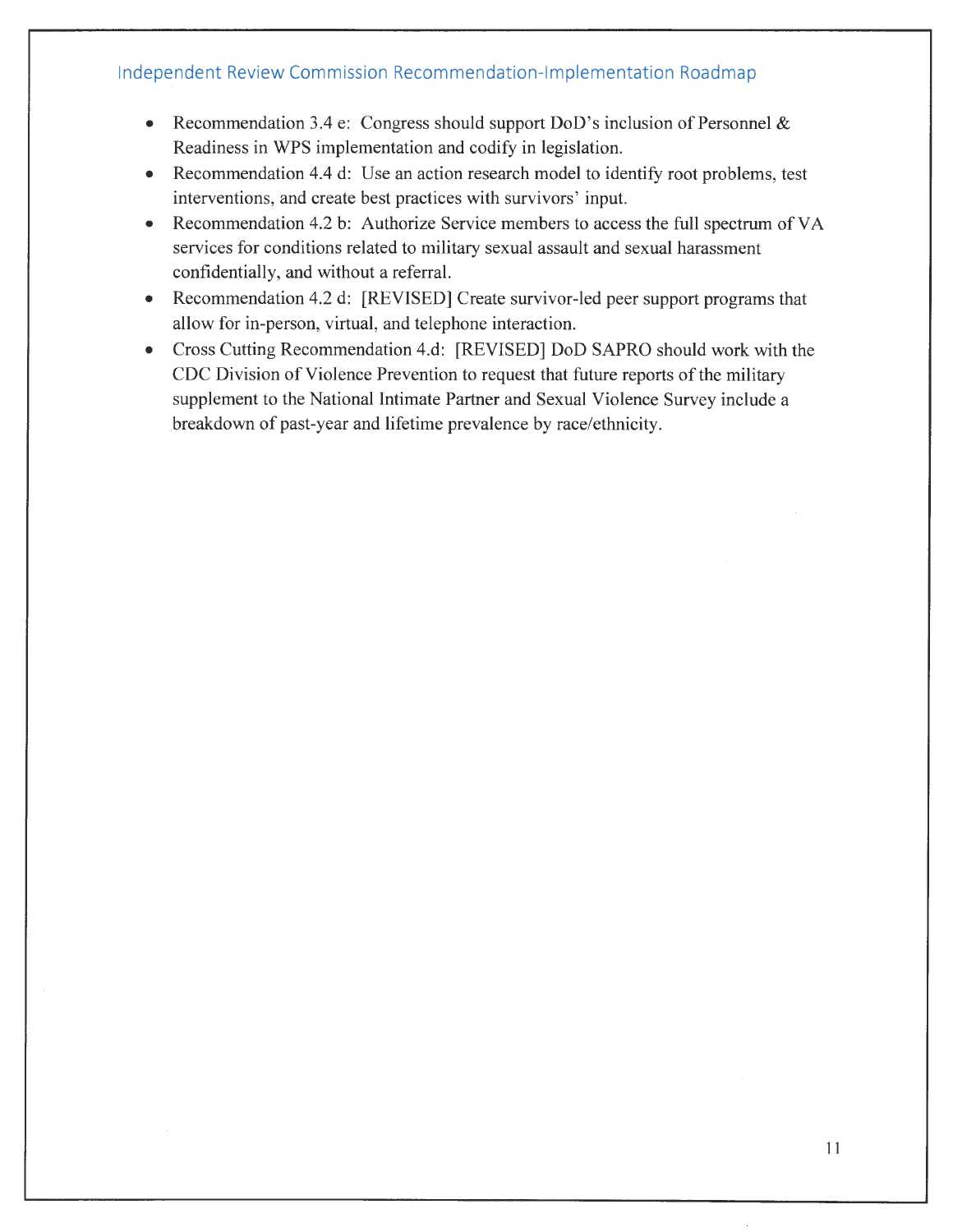- Recommendation 3.4 e: Congress should support DoD's inclusion of Personnel & Readiness in WPS implementation and codify in legislation.
- Recommendation 4.4 d: Use an action research model to identify root problems, test interventions, and create best practices with survivors' input.
- Recommendation 4.2 b: Authorize Service members to access the full spectrum of VA services for conditions related to military sexual assault and sexual harassment confidentially, and without a referral.
- Recommendation 4.2 d: [REVISED] Create survivor-led peer support programs that allow for in-person, virtual, and telephone interaction.
- Cross Cutting Recommendation 4.d: [REVISED] DoD SAPRO should work with the CDC Division of Violence Prevention to request that future reports of the military supplement to the National Intimate Partner and Sexual Violence Survey include a breakdown of past-year and lifetime prevalence by race/ethnicity.